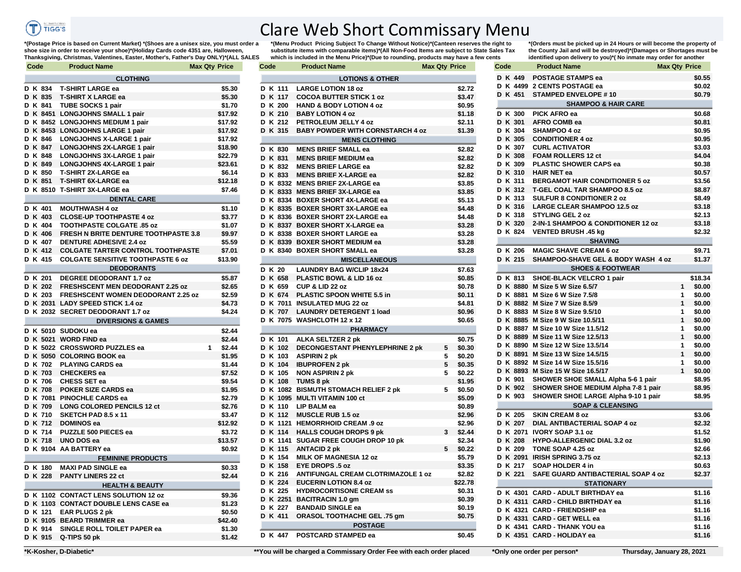# Clare Web Short Commissary Menu

*(Postage Price is based on Current Market) *(Shoes are a unisex size, you must order a shoe size in order to receive your shoe)*(Holiday Cards code 4351 are, Halloween, Thanksgiving, Christmas, Valentines, Easter, Mother's, Father's Day ONLY)*(ALL SALES

*(Menu Product Pricing Subject To Change Without Notice)*(Canteen reserves the right to substitute items with comparable items)*(All Non-Food Items are subject to State Sales Tax which is included in the Menu Price)*(Due to rounding, products may have a few cents

*(Orders must be picked up in 24 Hours or will become the property of the County Jail and will be destroyed)*(Damages or Shortages must be identified upon delivery to you)*( No inmate may order for another

| Code | Product Name | Max Qty | Price |
|---|---|---|---|
| | **CLOTHING** | | |
| D K 834 | T-SHIRT LARGE ea | | $5.30 |
| D K 835 | T-SHIRT X LARGE ea | | $5.30 |
| D K 841 | TUBE SOCKS 1 pair | | $1.70 |
| D K 8451 | LONGJOHNS SMALL 1 pair | | $17.92 |
| D K 8452 | LONGJOHNS MEDIUM 1 pair | | $17.92 |
| D K 8453 | LONGJOHNS LARGE 1 pair | | $17.92 |
| D K 846 | LONGJOHNS X-LARGE 1 pair | | $17.92 |
| D K 847 | LONGJOHNS 2X-LARGE 1 pair | | $18.90 |
| D K 848 | LONGJOHNS 3X-LARGE 1 pair | | $22.79 |
| D K 849 | LONGJOHNS 4X-LARGE 1 pair | | $23.61 |
| D K 850 | T-SHIRT 2X-LARGE ea | | $6.14 |
| D K 851 | T-SHIRT 6X-LARGE ea | | $12.18 |
| D K 8510 | T-SHIRT 3X-LARGE ea | | $7.46 |
| | **DENTAL CARE** | | |
| D K 401 | MOUTHWASH 4 oz | | $1.10 |
| D K 403 | CLOSE-UP TOOTHPASTE 4 oz | | $3.77 |
| D K 404 | TOOTHPASTE COLGATE .85 oz | | $1.07 |
| D K 406 | FRESH N BRITE DENTURE TOOTHPASTE 3.8 | | $9.97 |
| D K 407 | DENTURE ADHESIVE 2.4 oz | | $5.59 |
| D K 412 | COLGATE TARTER CONTROL TOOTHPASTE | | $7.01 |
| D K 415 | COLGATE SENSITIVE TOOTHPASTE 6 oz | | $13.90 |
| | **DEODORANTS** | | |
| D K 201 | DEGREE DEODORANT 1.7 oz | | $5.87 |
| D K 202 | FRESHSCENT MEN DEODORANT 2.25 oz | | $2.65 |
| D K 203 | FRESHSCENT WOMEN DEODORANT 2.25 oz | | $2.59 |
| D K 2031 | LADY SPEED STICK 1.4 oz | | $4.73 |
| D K 2032 | SECRET DEODORANT 1.7 oz | | $4.24 |
| | **DIVERSIONS & GAMES** | | |
| D K 5010 | SUDOKU ea | | $2.44 |
| D K 5021 | WORD FIND ea | | $2.44 |
| D K 5022 | CROSSWORD PUZZLES ea | 1 | $2.44 |
| D K 5050 | COLORING BOOK ea | | $1.95 |
| D K 702 | PLAYING CARDS ea | | $1.44 |
| D K 703 | CHECKERS ea | | $7.52 |
| D K 706 | CHESS SET ea | | $9.54 |
| D K 708 | POKER SIZE CARDS ea | | $1.95 |
| D K 7081 | PINOCHLE CARDS ea | | $2.79 |
| D K 709 | LONG COLORED PENCILS 12 ct | | $2.76 |
| D K 710 | SKETCH PAD 8.5 x 11 | | $3.47 |
| D K 712 | DOMINOS ea | | $12.92 |
| D K 714 | PUZZLE 500 PIECES ea | | $3.72 |
| D K 718 | UNO DOS ea | | $13.57 |
| D K 9104 | AA BATTERY ea | | $0.92 |
| | **FEMININE PRODUCTS** | | |
| D K 180 | MAXI PAD SINGLE ea | | $0.33 |
| D K 228 | PANTY LINERS 22 ct | | $2.44 |
| | **HEALTH & BEAUTY** | | |
| D K 1102 | CONTACT LENS SOLUTION 12 oz | | $9.36 |
| D K 1103 | CONTACT DOUBLE LENS CASE ea | | $1.23 |
| D K 121 | EAR PLUGS 2 pk | | $0.50 |
| D K 9105 | BEARD TRIMMER ea | | $42.40 |
| D K 914 | SINGLE ROLL TOILET PAPER ea | | $1.30 |
| D K 915 | Q-TIPS 50 pk | | $1.42 |
| | **LOTIONS & OTHER** | | |
| D K 111 | LARGE LOTION 18 oz | | $2.72 |
| D K 117 | COCOA BUTTER STICK 1 oz | | $3.47 |
| D K 200 | HAND & BODY LOTION 4 oz | | $0.95 |
| D K 210 | BABY LOTION 4 oz | | $1.18 |
| D K 212 | PETROLEUM JELLY 4 oz | | $2.11 |
| D K 315 | BABY POWDER WITH CORNSTARCH 4 oz | | $1.39 |
| | **MENS CLOTHING** | | |
| D K 830 | MENS BRIEF SMALL ea | | $2.82 |
| D K 831 | MENS BRIEF MEDIUM ea | | $2.82 |
| D K 832 | MENS BRIEF LARGE ea | | $2.82 |
| D K 833 | MENS BRIEF X-LARGE ea | | $2.82 |
| D K 8332 | MENS BRIEF 2X-LARGE ea | | $3.85 |
| D K 8333 | MENS BRIEF 3X-LARGE ea | | $3.85 |
| D K 8334 | BOXER SHORT 4X-LARGE ea | | $5.13 |
| D K 8335 | BOXER SHORT 3X-LARGE ea | | $4.48 |
| D K 8336 | BOXER SHORT 2X-LARGE ea | | $4.48 |
| D K 8337 | BOXER SHORT X-LARGE ea | | $3.28 |
| D K 8338 | BOXER SHORT LARGE ea | | $3.28 |
| D K 8339 | BOXER SHORT MEDIUM ea | | $3.28 |
| D K 8340 | BOXER SHORT SMALL ea | | $3.28 |
| | **MISCELLANEOUS** | | |
| D K 20 | LAUNDRY BAG W/CLIP 18x24 | | $7.63 |
| D K 658 | PLASTIC BOWL & LID 16 oz | | $0.85 |
| D K 659 | CUP & LID 22 oz | | $0.78 |
| D K 674 | PLASTIC SPOON WHITE 5.5 in | | $0.11 |
| D K 7011 | INSULATED MUG 22 oz | | $4.81 |
| D K 707 | LAUNDRY DETERGENT 1 load | | $0.96 |
| D K 7075 | WASHCLOTH 12 x 12 | | $0.65 |
| | **PHARMACY** | | |
| D K 101 | ALKA SELTZER 2 pk | | $0.75 |
| D K 102 | DECONGESTANT PHENYLEPHRINE 2 pk | 5 | $0.30 |
| D K 103 | ASPIRIN 2 pk | 5 | $0.20 |
| D K 104 | IBUPROFEN 2 pk | 5 | $0.35 |
| D K 105 | NON ASPIRIN 2 pk | 5 | $0.22 |
| D K 108 | TUMS 8 pk | | $1.95 |
| D K 1082 | BISMUTH STOMACH RELIEF 2 pk | 5 | $0.50 |
| D K 1095 | MULTI VITAMIN 100 ct | | $5.09 |
| D K 110 | LIP BALM ea | | $0.89 |
| D K 112 | MUSCLE RUB 1.5 oz | | $2.96 |
| D K 1121 | HEMORRHOID CREAM .9 oz | | $2.96 |
| D K 114 | HALLS COUGH DROPS 9 pk | 3 | $2.44 |
| D K 1141 | SUGAR FREE COUGH DROP 10 pk | | $2.34 |
| D K 115 | ANTACID 2 pk | 5 | $0.22 |
| D K 154 | MILK OF MAGNESIA 12 oz | | $5.79 |
| D K 158 | EYE DROPS .5 oz | | $3.35 |
| D K 216 | ANTIFUNGAL CREAM CLOTRIMAZOLE 1 oz | | $2.82 |
| D K 224 | EUCERIN LOTION 8.4 oz | | $22.78 |
| D K 225 | HYDROCORTISONE CREAM ss | | $0.31 |
| D K 2251 | BACITRACIN 1.0 gm | | $0.39 |
| D K 227 | BANDAID SINGLE ea | | $0.19 |
| D K 411 | ORASOL TOOTHACHE GEL .75 gm | | $0.75 |
| | **POSTAGE** | | |
| D K 447 | POSTCARD STAMPED ea | | $0.45 |
| D K 449 | POSTAGE STAMPS ea | | $0.55 |
| D K 4499 | 2 CENTS POSTAGE ea | | $0.02 |
| D K 451 | STAMPED ENVELOPE # 10 | | $0.79 |
| | **SHAMPOO & HAIR CARE** | | |
| D K 300 | PICK AFRO ea | | $0.68 |
| D K 301 | AFRO COMB ea | | $0.81 |
| D K 304 | SHAMPOO 4 oz | | $0.95 |
| D K 305 | CONDITIONER 4 oz | | $0.95 |
| D K 307 | CURL ACTIVATOR | | $3.03 |
| D K 308 | FOAM ROLLERS 12 ct | | $4.04 |
| D K 309 | PLASTIC SHOWER CAPS ea | | $0.38 |
| D K 310 | HAIR NET ea | | $0.57 |
| D K 311 | BERGAMOT HAIR CONDITIONER 5 oz | | $3.56 |
| D K 312 | T-GEL COAL TAR SHAMPOO 8.5 oz | | $8.87 |
| D K 313 | SULFUR 8 CONDITIONER 2 oz | | $8.49 |
| D K 316 | LARGE CLEAR SHAMPOO 12.5 oz | | $3.18 |
| D K 318 | STYLING GEL 2 oz | | $2.13 |
| D K 320 | 2-IN-1 SHAMPOO & CONDITIONER 12 oz | | $3.18 |
| D K 824 | VENTED BRUSH .45 kg | | $2.32 |
| | **SHAVING** | | |
| D K 206 | MAGIC SHAVE CREAM 6 oz | | $9.71 |
| D K 215 | SHAMPOO-SHAVE GEL & BODY WASH 4 oz | | $1.37 |
| | **SHOES & FOOTWEAR** | | |
| D K 813 | SHOE-BLACK VELCRO 1 pair | | $18.34 |
| D K 8880 | M Size 5 W Size 6.5/7 | 1 | $0.00 |
| D K 8881 | M Size 6 W Size 7.5/8 | 1 | $0.00 |
| D K 8882 | M Size 7 W Size 8.5/9 | 1 | $0.00 |
| D K 8883 | M Size 8 W Size 9.5/10 | 1 | $0.00 |
| D K 8885 | M Size 9 W Size 10.5/11 | 1 | $0.00 |
| D K 8887 | M Size 10 W Size 11.5/12 | 1 | $0.00 |
| D K 8889 | M Size 11 W Size 12.5/13 | 1 | $0.00 |
| D K 8890 | M Size 12 W Size 13.5/14 | 1 | $0.00 |
| D K 8891 | M Size 13 W Size 14.5/15 | 1 | $0.00 |
| D K 8892 | M Size 14 W Size 15.5/16 | 1 | $0.00 |
| D K 8893 | M Size 15 W Size 16.5/17 | 1 | $0.00 |
| D K 901 | SHOWER SHOE SMALL Alpha 5-6 1 pair | | $8.95 |
| D K 902 | SHOWER SHOE MEDIUM Alpha 7-8 1 pair | | $8.95 |
| D K 903 | SHOWER SHOE LARGE Alpha 9-10 1 pair | | $8.95 |
| | **SOAP & CLEANSING** | | |
| D K 205 | SKIN CREAM 8 oz | | $3.06 |
| D K 207 | DIAL ANTIBACTERIAL SOAP 4 oz | | $2.32 |
| D K 2071 | IVORY SOAP 3.1 oz | | $1.52 |
| D K 208 | HYPO-ALLERGENIC DIAL 3.2 oz | | $1.90 |
| D K 209 | TONE SOAP 4.25 oz | | $2.66 |
| D K 2091 | IRISH SPRING 3.75 oz | | $2.13 |
| D K 217 | SOAP HOLDER 4 in | | $0.63 |
| D K 221 | SAFE GUARD ANTIBACTERIAL SOAP 4 oz | | $2.37 |
| | **STATIONARY** | | |
| D K 4301 | CARD - ADULT BIRTHDAY ea | | $1.16 |
| D K 4311 | CARD - CHILD BIRTHDAY ea | | $1.16 |
| D K 4321 | CARD - FRIENDSHIP ea | | $1.16 |
| D K 4331 | CARD - GET WELL ea | | $1.16 |
| D K 4341 | CARD - THANK YOU ea | | $1.16 |
| D K 4351 | CARD - HOLIDAY ea | | $1.16 |

*K-Kosher, D-Diabetic*

**You will be charged a Commissary Order Fee with each order placed

*Only one order per person*

Thursday, January 28, 2021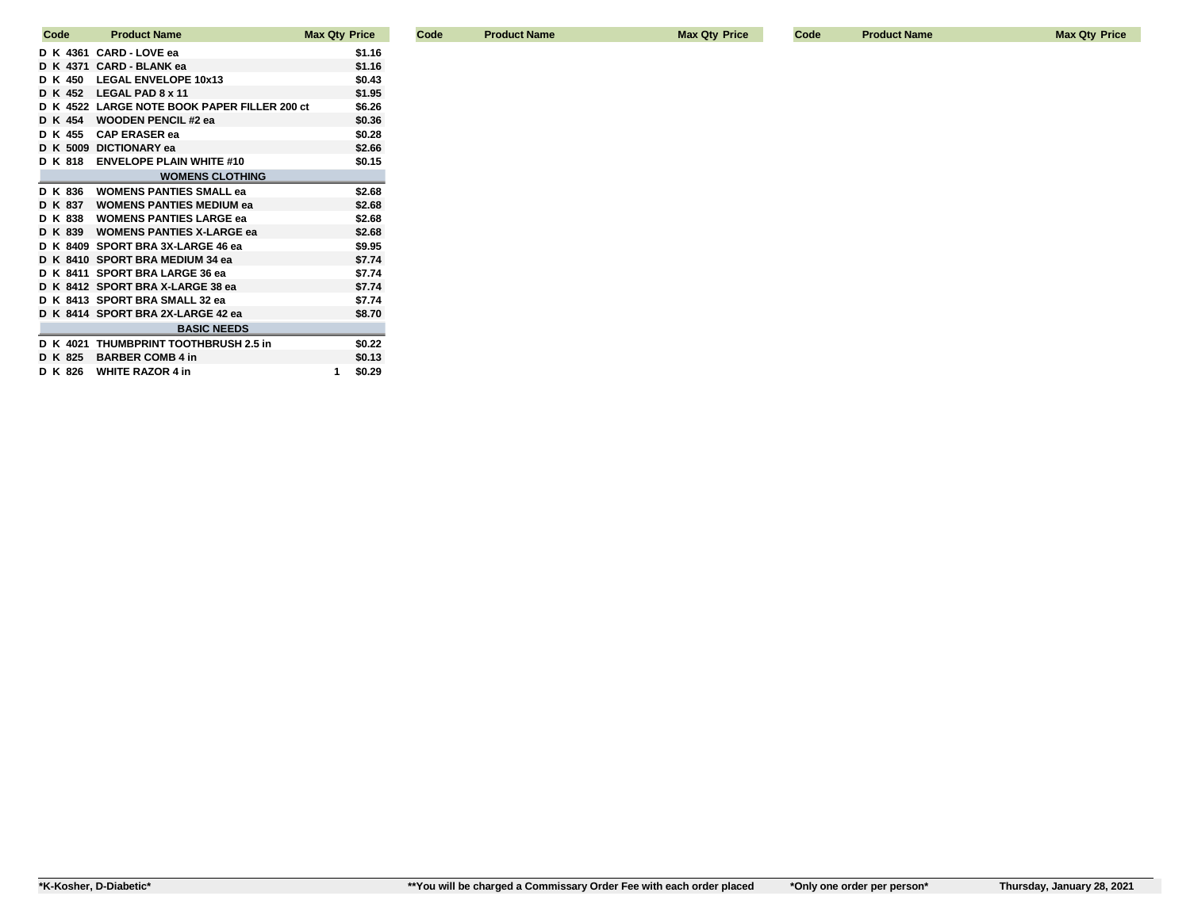| Code | | | Product Name | Max Qty | Price |
|---|---|---|---|---|---|
| D | K | 4361 | CARD - LOVE ea | | $1.16 |
| D | K | 4371 | CARD - BLANK ea | | $1.16 |
| D | K | 450 | LEGAL ENVELOPE 10x13 | | $0.43 |
| D | K | 452 | LEGAL PAD 8 x 11 | | $1.95 |
| D | K | 4522 | LARGE NOTE BOOK PAPER FILLER 200 ct | | $6.26 |
| D | K | 454 | WOODEN PENCIL #2 ea | | $0.36 |
| D | K | 455 | CAP ERASER ea | | $0.28 |
| D | K | 5009 | DICTIONARY ea | | $2.66 |
| D | K | 818 | ENVELOPE PLAIN WHITE #10 | | $0.15 |
| | | | **WOMENS CLOTHING** | | |
| D | K | 836 | WOMENS PANTIES SMALL ea | | $2.68 |
| D | K | 837 | WOMENS PANTIES MEDIUM ea | | $2.68 |
| D | K | 838 | WOMENS PANTIES LARGE ea | | $2.68 |
| D | K | 839 | WOMENS PANTIES X-LARGE ea | | $2.68 |
| D | K | 8409 | SPORT BRA 3X-LARGE 46 ea | | $9.95 |
| D | K | 8410 | SPORT BRA MEDIUM 34 ea | | $7.74 |
| D | K | 8411 | SPORT BRA LARGE 36 ea | | $7.74 |
| D | K | 8412 | SPORT BRA X-LARGE 38 ea | | $7.74 |
| D | K | 8413 | SPORT BRA SMALL 32 ea | | $7.74 |
| D | K | 8414 | SPORT BRA 2X-LARGE 42 ea | | $8.70 |
| | | | **BASIC NEEDS** | | |
| D | K | 4021 | THUMBPRINT TOOTHBRUSH 2.5 in | | $0.22 |
| D | K | 825 | BARBER COMB 4 in | | $0.13 |
| D | K | 826 | WHITE RAZOR 4 in | 1 | $0.29 |

*K-Kosher, D-Diabetic* **You will be charged a Commissary Order Fee with each order placed *Only one order per person* Thursday, January 28, 2021